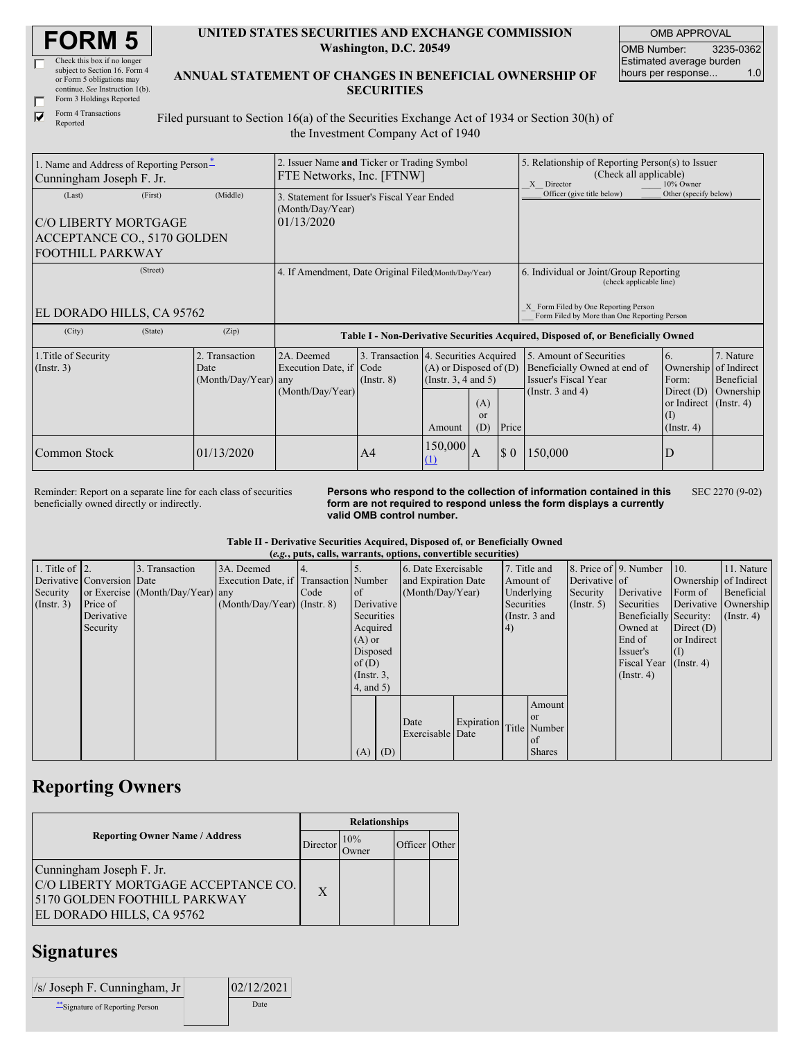# FORM 5

☐ Check this box if no longer subject to Section 16. Form 4 or Form 5 obligations may continue. *See* Instruction 1(b).

☐ Form 3 Holdings Reported

☑ Form 4 Transactions Reported

**UNITED STATES SECURITIES AND EXCHANGE COMMISSION**
**Washington, D.C. 20549**

**ANNUAL STATEMENT OF CHANGES IN BENEFICIAL OWNERSHIP OF SECURITIES**

Filed pursuant to Section 16(a) of the Securities Exchange Act of 1934 or Section 30(h) of the Investment Company Act of 1940

| OMB APPROVAL | |
|---|---|
| OMB Number: | 3235-0362 |
| Estimated average burden hours per response... | 1.0 |

| 1. Name and Address of Reporting Person* | 2. Issuer Name and Ticker or Trading Symbol | 5. Relationship of Reporting Person(s) to Issuer (Check all applicable) |
|---|---|---|
| Cunningham Joseph F. Jr. | FTE Networks, Inc. [FTNW] | X Director ___ 10% Owner ___ Officer (give title below) ___ Other (specify below) |
| (Last) (First) (Middle) C/O LIBERTY MORTGAGE ACCEPTANCE CO., 5170 GOLDEN FOOTHILL PARKWAY | 3. Statement for Issuer's Fiscal Year Ended (Month/Day/Year) 01/13/2020 | |
| (Street) EL DORADO HILLS, CA 95762 (City) (State) (Zip) | 4. If Amendment, Date Original Filed (Month/Day/Year) | 6. Individual or Joint/Group Reporting (check applicable line) _X_ Form Filed by One Reporting Person ___ Form Filed by More than One Reporting Person |

**Table I - Non-Derivative Securities Acquired, Disposed of, or Beneficially Owned**

| 1.Title of Security (Instr. 3) | 2. Transaction Date (Month/Day/Year) | 2A. Deemed Execution Date, if any (Month/Day/Year) | 3. Transaction Code (Instr. 8) | 4. Securities Acquired (A) or Disposed of (D) (Instr. 3, 4 and 5) | | | 5. Amount of Securities Beneficially Owned at end of Issuer's Fiscal Year (Instr. 3 and 4) | 6. Ownership Form: Direct (D) or Indirect (I) (Instr. 4) | 7. Nature of Indirect Beneficial Ownership (Instr. 4) |
|---|---|---|---|---|---|---|---|---|---|
| | | | | Amount | (A) or (D) | Price | | | |
| Common Stock | 01/13/2020 | | A4 | 150,000 (1) | A | $ 0 | 150,000 | D | |

Reminder: Report on a separate line for each class of securities beneficially owned directly or indirectly.

**Persons who respond to the collection of information contained in this form are not required to respond unless the form displays a currently valid OMB control number.**

SEC 2270 (9-02)

**Table II - Derivative Securities Acquired, Disposed of, or Beneficially Owned**
**(*e.g.*, puts, calls, warrants, options, convertible securities)**

| 1. Title of Derivative Security (Instr. 3) | 2. Conversion or Exercise Price of Derivative Security | 3. Transaction Date (Month/Day/Year) | 3A. Deemed Execution Date, if any (Month/Day/Year) | 4. Transaction Code (Instr. 8) | 5. Number of Derivative Securities Acquired (A) or Disposed of (D) (Instr. 3, 4, and 5) | | 6. Date Exercisable and Expiration Date (Month/Day/Year) | | 7. Title and Amount of Underlying Securities (Instr. 3 and 4) | | 8. Price of Derivative Security (Instr. 5) | 9. Number of Derivative Securities Beneficially Owned at End of Issuer's Fiscal Year (Instr. 4) | 10. Ownership Form of Derivative Security: Direct (D) or Indirect (I) (Instr. 4) | 11. Nature of Indirect Beneficial Ownership (Instr. 4) |
|---|---|---|---|---|---|---|---|---|---|---|---|---|---|---|
| | | | | | (A) | (D) | Date Exercisable | Expiration Date | Title | Amount or Number of Shares | | | | |

## Reporting Owners

| Reporting Owner Name / Address | Relationships | | | |
|---|---|---|---|---|
| | Director | 10% Owner | Officer | Other |
| Cunningham Joseph F. Jr. C/O LIBERTY MORTGAGE ACCEPTANCE CO. 5170 GOLDEN FOOTHILL PARKWAY EL DORADO HILLS, CA 95762 | X | | | |

## Signatures

| /s/ Joseph F. Cunningham, Jr | 02/12/2021 |
|---|---|
| **Signature of Reporting Person | Date |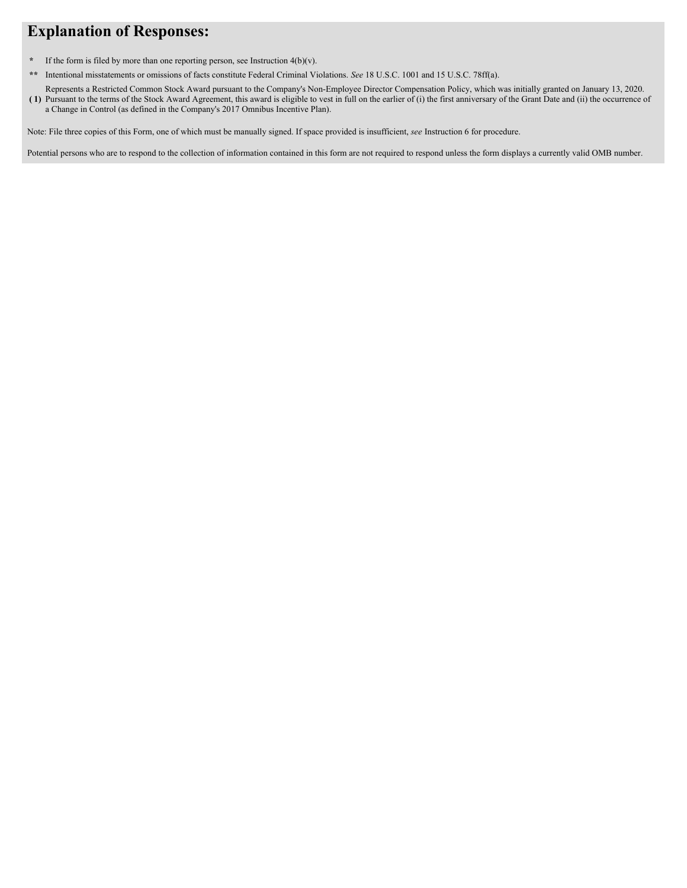# Explanation of Responses:

\* If the form is filed by more than one reporting person, see Instruction 4(b)(v).

\*\* Intentional misstatements or omissions of facts constitute Federal Criminal Violations. *See* 18 U.S.C. 1001 and 15 U.S.C. 78ff(a).

(1) Represents a Restricted Common Stock Award pursuant to the Company's Non-Employee Director Compensation Policy, which was initially granted on January 13, 2020. Pursuant to the terms of the Stock Award Agreement, this award is eligible to vest in full on the earlier of (i) the first anniversary of the Grant Date and (ii) the occurrence of a Change in Control (as defined in the Company's 2017 Omnibus Incentive Plan).

Note: File three copies of this Form, one of which must be manually signed. If space provided is insufficient, *see* Instruction 6 for procedure.

Potential persons who are to respond to the collection of information contained in this form are not required to respond unless the form displays a currently valid OMB number.